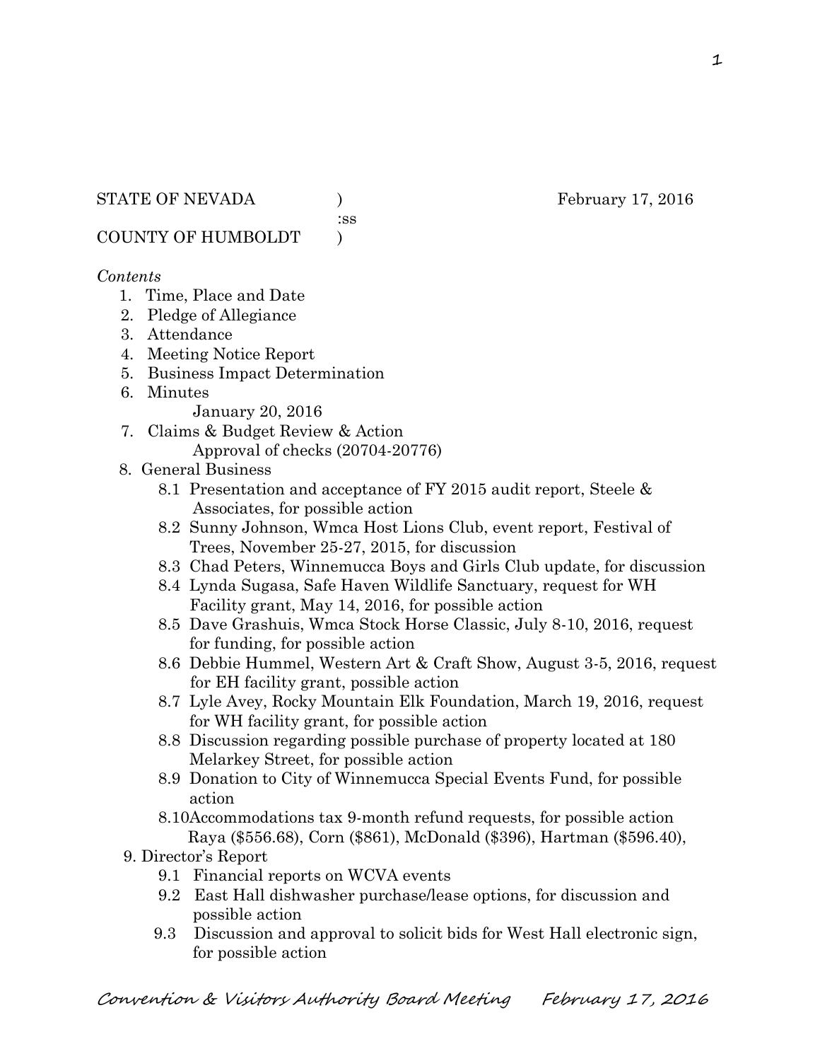STATE OF NEVADA ) February 17, 2016
:ss
COUNTY OF HUMBOLDT )

*Contents*

1. Time, Place and Date
2. Pledge of Allegiance
3. Attendance
4. Meeting Notice Report
5. Business Impact Determination
6. Minutes
   January 20, 2016
7. Claims & Budget Review & Action
   Approval of checks (20704-20776)
8. General Business
   - 8.1 Presentation and acceptance of FY 2015 audit report, Steele & Associates, for possible action
   - 8.2 Sunny Johnson, Wmca Host Lions Club, event report, Festival of Trees, November 25-27, 2015, for discussion
   - 8.3 Chad Peters, Winnemucca Boys and Girls Club update, for discussion
   - 8.4 Lynda Sugasa, Safe Haven Wildlife Sanctuary, request for WH Facility grant, May 14, 2016, for possible action
   - 8.5 Dave Grashuis, Wmca Stock Horse Classic, July 8-10, 2016, request for funding, for possible action
   - 8.6 Debbie Hummel, Western Art & Craft Show, August 3-5, 2016, request for EH facility grant, possible action
   - 8.7 Lyle Avey, Rocky Mountain Elk Foundation, March 19, 2016, request for WH facility grant, for possible action
   - 8.8 Discussion regarding possible purchase of property located at 180 Melarkey Street, for possible action
   - 8.9 Donation to City of Winnemucca Special Events Fund, for possible action
   - 8.10 Accommodations tax 9-month refund requests, for possible action
     Raya ($556.68), Corn ($861), McDonald ($396), Hartman ($596.40),
9. Director's Report
   - 9.1 Financial reports on WCVA events
   - 9.2 East Hall dishwasher purchase/lease options, for discussion and possible action
   - 9.3 Discussion and approval to solicit bids for West Hall electronic sign, for possible action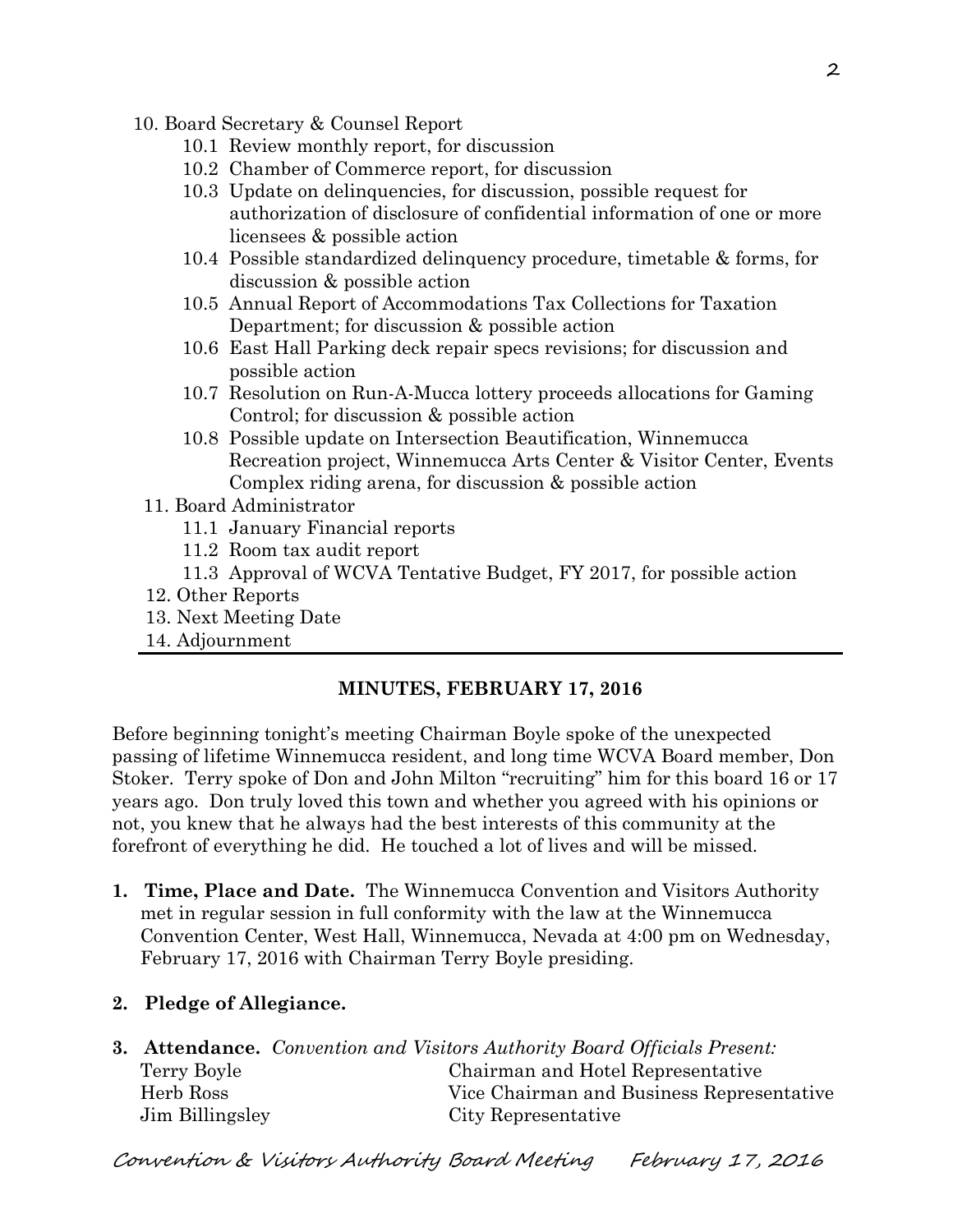10. Board Secretary & Counsel Report
    - 10.1 Review monthly report, for discussion
    - 10.2 Chamber of Commerce report, for discussion
    - 10.3 Update on delinquencies, for discussion, possible request for authorization of disclosure of confidential information of one or more licensees & possible action
    - 10.4 Possible standardized delinquency procedure, timetable & forms, for discussion & possible action
    - 10.5 Annual Report of Accommodations Tax Collections for Taxation Department; for discussion & possible action
    - 10.6 East Hall Parking deck repair specs revisions; for discussion and possible action
    - 10.7 Resolution on Run-A-Mucca lottery proceeds allocations for Gaming Control; for discussion & possible action
    - 10.8 Possible update on Intersection Beautification, Winnemucca Recreation project, Winnemucca Arts Center & Visitor Center, Events Complex riding arena, for discussion & possible action
11. Board Administrator
    - 11.1 January Financial reports
    - 11.2 Room tax audit report
    - 11.3 Approval of WCVA Tentative Budget, FY 2017, for possible action
12. Other Reports
13. Next Meeting Date
14. Adjournment

---

## MINUTES, FEBRUARY 17, 2016

Before beginning tonight's meeting Chairman Boyle spoke of the unexpected passing of lifetime Winnemucca resident, and long time WCVA Board member, Don Stoker. Terry spoke of Don and John Milton "recruiting" him for this board 16 or 17 years ago. Don truly loved this town and whether you agreed with his opinions or not, you knew that he always had the best interests of this community at the forefront of everything he did. He touched a lot of lives and will be missed.

1. **Time, Place and Date.** The Winnemucca Convention and Visitors Authority met in regular session in full conformity with the law at the Winnemucca Convention Center, West Hall, Winnemucca, Nevada at 4:00 pm on Wednesday, February 17, 2016 with Chairman Terry Boyle presiding.

2. **Pledge of Allegiance.**

3. **Attendance.** *Convention and Visitors Authority Board Officials Present:*

| | |
|---|---|
| Terry Boyle | Chairman and Hotel Representative |
| Herb Ross | Vice Chairman and Business Representative |
| Jim Billingsley | City Representative |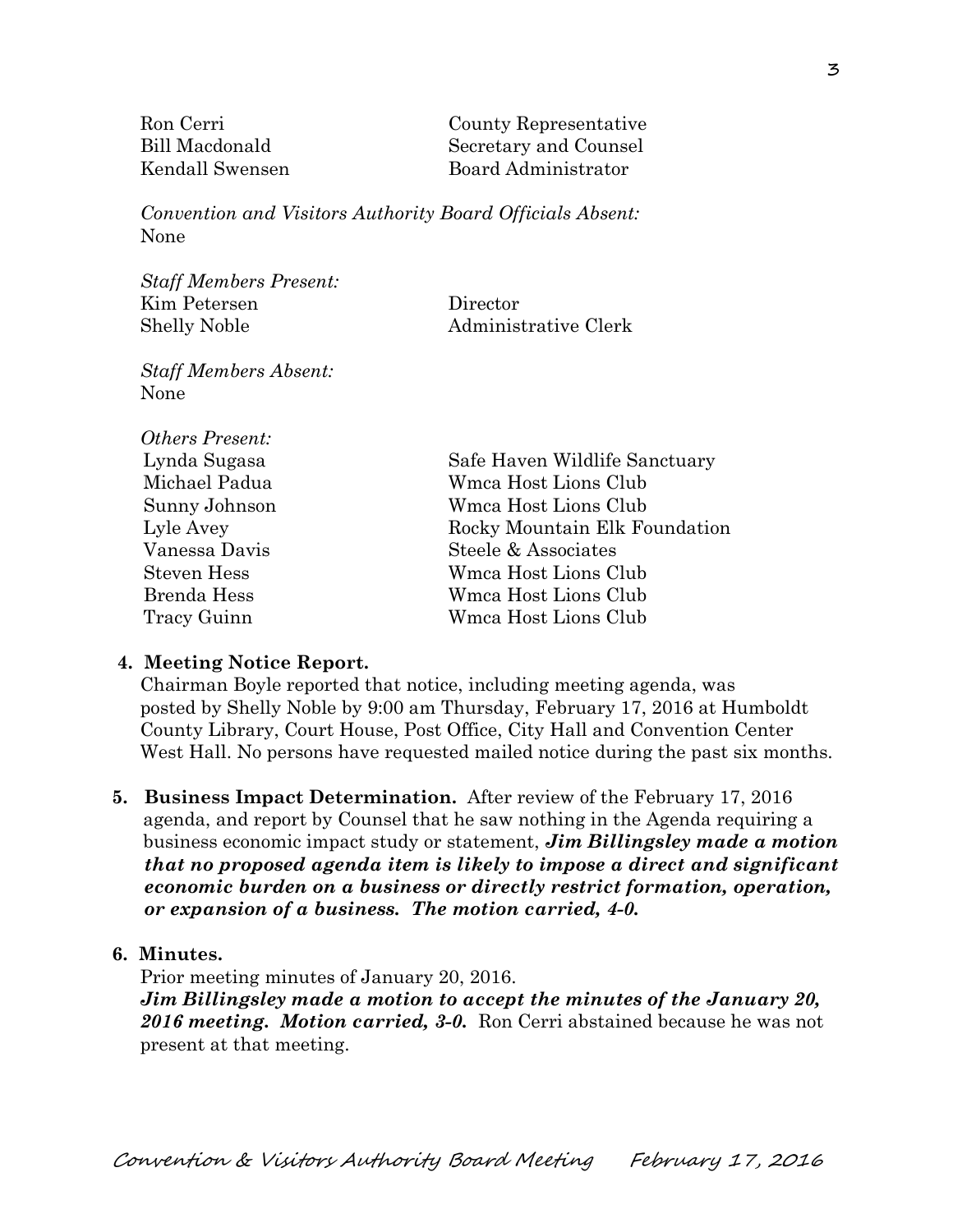| | |
|---|---|
| Ron Cerri | County Representative |
| Bill Macdonald | Secretary and Counsel |
| Kendall Swensen | Board Administrator |

*Convention and Visitors Authority Board Officials Absent:*
None

*Staff Members Present:*

| | |
|---|---|
| Kim Petersen | Director |
| Shelly Noble | Administrative Clerk |

*Staff Members Absent:*
None

*Others Present:*

| | |
|---|---|
| Lynda Sugasa | Safe Haven Wildlife Sanctuary |
| Michael Padua | Wmca Host Lions Club |
| Sunny Johnson | Wmca Host Lions Club |
| Lyle Avey | Rocky Mountain Elk Foundation |
| Vanessa Davis | Steele & Associates |
| Steven Hess | Wmca Host Lions Club |
| Brenda Hess | Wmca Host Lions Club |
| Tracy Guinn | Wmca Host Lions Club |

**4. Meeting Notice Report.**
Chairman Boyle reported that notice, including meeting agenda, was posted by Shelly Noble by 9:00 am Thursday, February 17, 2016 at Humboldt County Library, Court House, Post Office, City Hall and Convention Center West Hall. No persons have requested mailed notice during the past six months.

**5. Business Impact Determination.** After review of the February 17, 2016 agenda, and report by Counsel that he saw nothing in the Agenda requiring a business economic impact study or statement, ***Jim Billingsley made a motion that no proposed agenda item is likely to impose a direct and significant economic burden on a business or directly restrict formation, operation, or expansion of a business. The motion carried, 4-0.***

**6. Minutes.**
Prior meeting minutes of January 20, 2016.
***Jim Billingsley made a motion to accept the minutes of the January 20, 2016 meeting. Motion carried, 3-0.*** Ron Cerri abstained because he was not present at that meeting.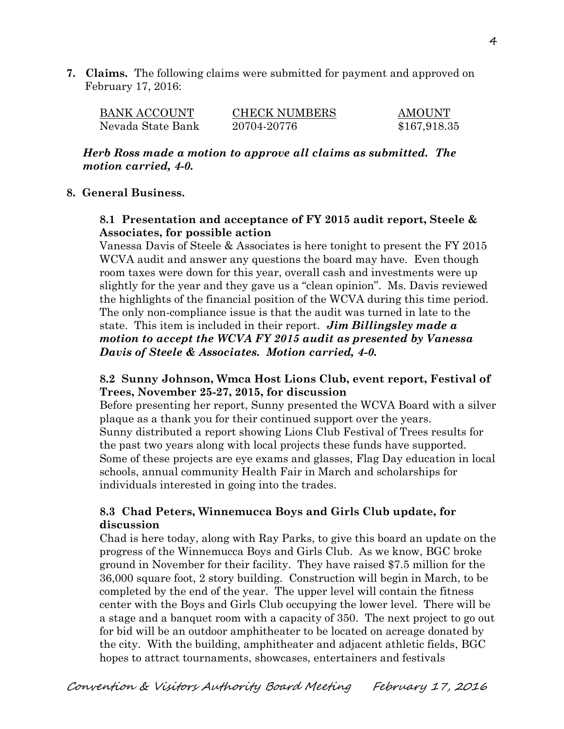**7. Claims.** The following claims were submitted for payment and approved on February 17, 2016:

| BANK ACCOUNT | CHECK NUMBERS | AMOUNT |
|---|---|---|
| Nevada State Bank | 20704-20776 | $167,918.35 |

***Herb Ross made a motion to approve all claims as submitted. The motion carried, 4-0.***

**8. General Business.**

**8.1 Presentation and acceptance of FY 2015 audit report, Steele & Associates, for possible action**

Vanessa Davis of Steele & Associates is here tonight to present the FY 2015 WCVA audit and answer any questions the board may have. Even though room taxes were down for this year, overall cash and investments were up slightly for the year and they gave us a "clean opinion". Ms. Davis reviewed the highlights of the financial position of the WCVA during this time period. The only non-compliance issue is that the audit was turned in late to the state. This item is included in their report. ***Jim Billingsley made a motion to accept the WCVA FY 2015 audit as presented by Vanessa Davis of Steele & Associates. Motion carried, 4-0.***

**8.2 Sunny Johnson, Wmca Host Lions Club, event report, Festival of Trees, November 25-27, 2015, for discussion**

Before presenting her report, Sunny presented the WCVA Board with a silver plaque as a thank you for their continued support over the years. Sunny distributed a report showing Lions Club Festival of Trees results for the past two years along with local projects these funds have supported. Some of these projects are eye exams and glasses, Flag Day education in local schools, annual community Health Fair in March and scholarships for individuals interested in going into the trades.

**8.3 Chad Peters, Winnemucca Boys and Girls Club update, for discussion**

Chad is here today, along with Ray Parks, to give this board an update on the progress of the Winnemucca Boys and Girls Club. As we know, BGC broke ground in November for their facility. They have raised $7.5 million for the 36,000 square foot, 2 story building. Construction will begin in March, to be completed by the end of the year. The upper level will contain the fitness center with the Boys and Girls Club occupying the lower level. There will be a stage and a banquet room with a capacity of 350. The next project to go out for bid will be an outdoor amphitheater to be located on acreage donated by the city. With the building, amphitheater and adjacent athletic fields, BGC hopes to attract tournaments, showcases, entertainers and festivals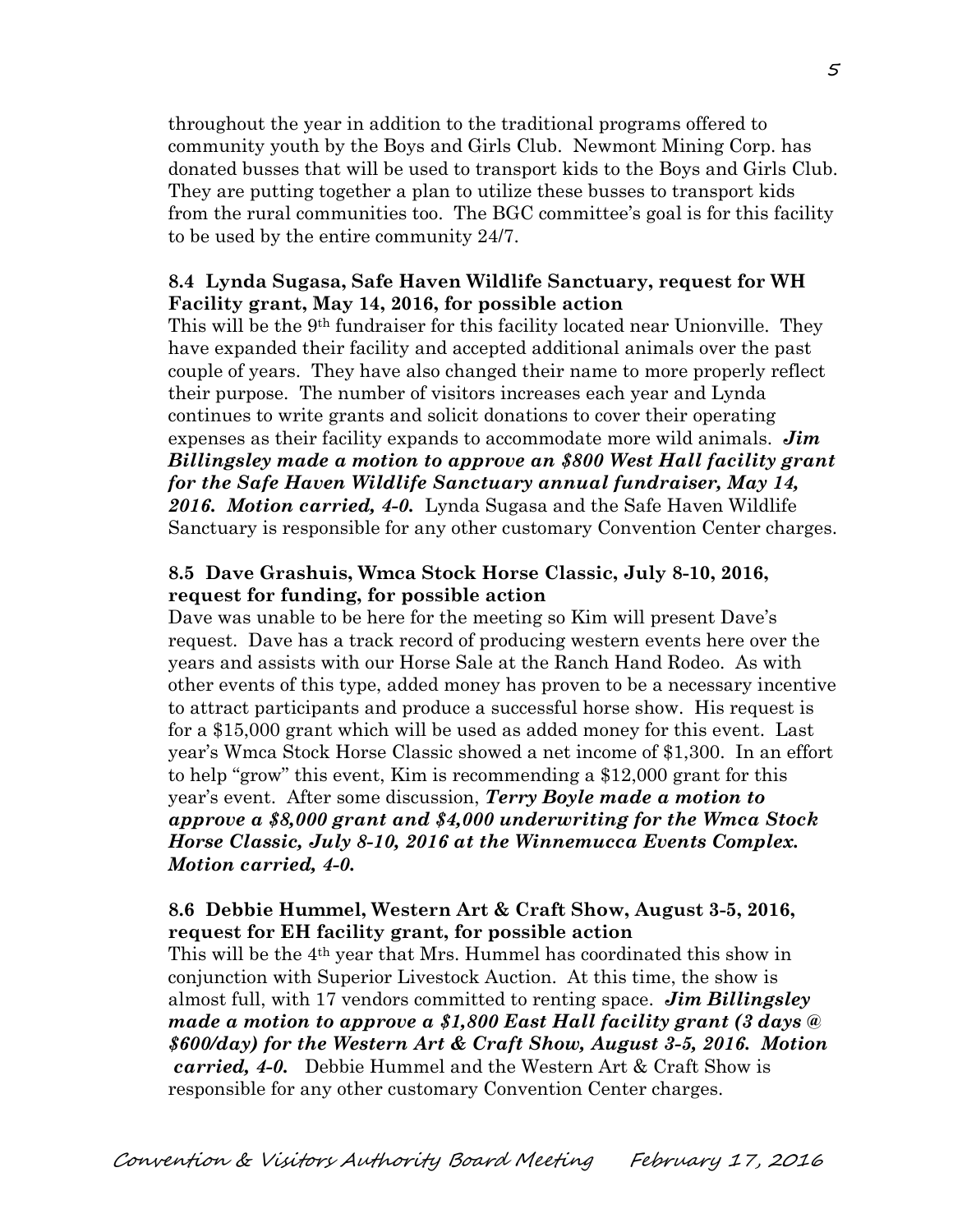throughout the year in addition to the traditional programs offered to community youth by the Boys and Girls Club. Newmont Mining Corp. has donated busses that will be used to transport kids to the Boys and Girls Club. They are putting together a plan to utilize these busses to transport kids from the rural communities too. The BGC committee's goal is for this facility to be used by the entire community 24/7.

**8.4 Lynda Sugasa, Safe Haven Wildlife Sanctuary, request for WH Facility grant, May 14, 2016, for possible action**

This will be the 9th fundraiser for this facility located near Unionville. They have expanded their facility and accepted additional animals over the past couple of years. They have also changed their name to more properly reflect their purpose. The number of visitors increases each year and Lynda continues to write grants and solicit donations to cover their operating expenses as their facility expands to accommodate more wild animals. ***Jim Billingsley made a motion to approve an $800 West Hall facility grant for the Safe Haven Wildlife Sanctuary annual fundraiser, May 14, 2016. Motion carried, 4-0.*** Lynda Sugasa and the Safe Haven Wildlife Sanctuary is responsible for any other customary Convention Center charges.

**8.5 Dave Grashuis, Wmca Stock Horse Classic, July 8-10, 2016, request for funding, for possible action**

Dave was unable to be here for the meeting so Kim will present Dave's request. Dave has a track record of producing western events here over the years and assists with our Horse Sale at the Ranch Hand Rodeo. As with other events of this type, added money has proven to be a necessary incentive to attract participants and produce a successful horse show. His request is for a $15,000 grant which will be used as added money for this event. Last year's Wmca Stock Horse Classic showed a net income of $1,300. In an effort to help "grow" this event, Kim is recommending a $12,000 grant for this year's event. After some discussion, ***Terry Boyle made a motion to approve a $8,000 grant and $4,000 underwriting for the Wmca Stock Horse Classic, July 8-10, 2016 at the Winnemucca Events Complex. Motion carried, 4-0.***

**8.6 Debbie Hummel, Western Art & Craft Show, August 3-5, 2016, request for EH facility grant, for possible action**

This will be the 4th year that Mrs. Hummel has coordinated this show in conjunction with Superior Livestock Auction. At this time, the show is almost full, with 17 vendors committed to renting space. ***Jim Billingsley made a motion to approve a $1,800 East Hall facility grant (3 days @ $600/day) for the Western Art & Craft Show, August 3-5, 2016. Motion carried, 4-0.*** Debbie Hummel and the Western Art & Craft Show is responsible for any other customary Convention Center charges.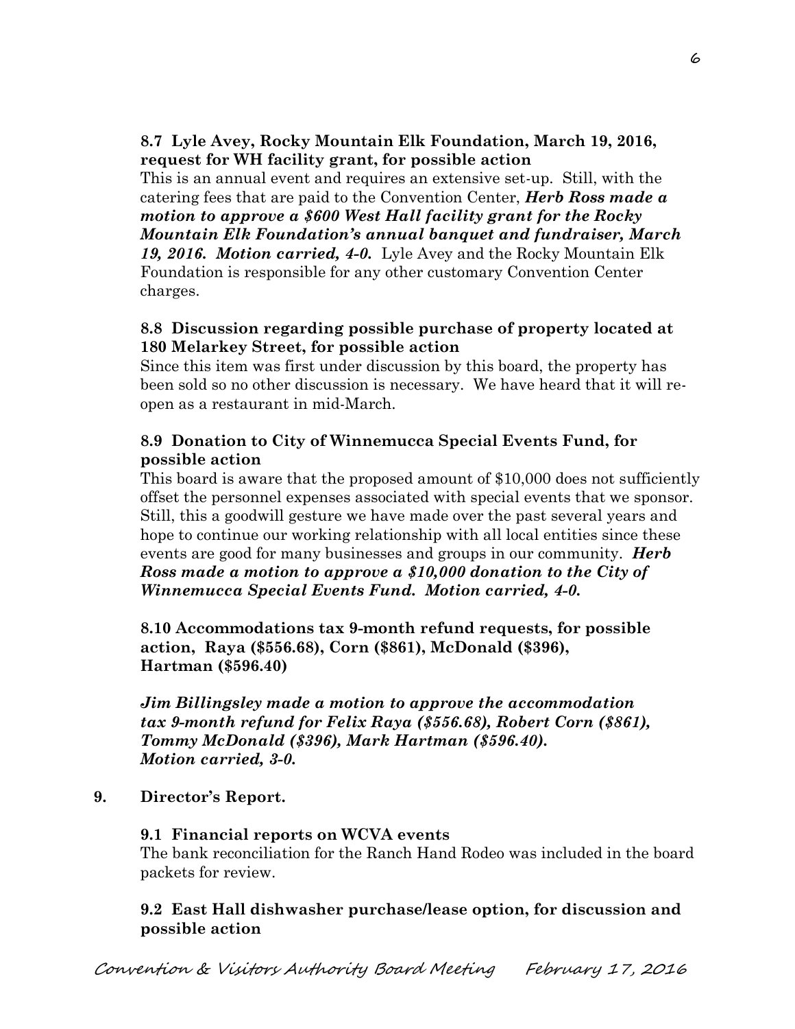**8.7 Lyle Avey, Rocky Mountain Elk Foundation, March 19, 2016, request for WH facility grant, for possible action**

This is an annual event and requires an extensive set-up. Still, with the catering fees that are paid to the Convention Center, ***Herb Ross made a motion to approve a $600 West Hall facility grant for the Rocky Mountain Elk Foundation's annual banquet and fundraiser, March 19, 2016. Motion carried, 4-0.*** Lyle Avey and the Rocky Mountain Elk Foundation is responsible for any other customary Convention Center charges.

**8.8 Discussion regarding possible purchase of property located at 180 Melarkey Street, for possible action**

Since this item was first under discussion by this board, the property has been sold so no other discussion is necessary. We have heard that it will re-open as a restaurant in mid-March.

**8.9 Donation to City of Winnemucca Special Events Fund, for possible action**

This board is aware that the proposed amount of $10,000 does not sufficiently offset the personnel expenses associated with special events that we sponsor. Still, this a goodwill gesture we have made over the past several years and hope to continue our working relationship with all local entities since these events are good for many businesses and groups in our community. ***Herb Ross made a motion to approve a $10,000 donation to the City of Winnemucca Special Events Fund. Motion carried, 4-0.***

**8.10 Accommodations tax 9-month refund requests, for possible action, Raya ($556.68), Corn ($861), McDonald ($396), Hartman ($596.40)**

***Jim Billingsley made a motion to approve the accommodation tax 9-month refund for Felix Raya ($556.68), Robert Corn ($861), Tommy McDonald ($396), Mark Hartman ($596.40). Motion carried, 3-0.***

**9. Director's Report.**

**9.1 Financial reports on WCVA events**

The bank reconciliation for the Ranch Hand Rodeo was included in the board packets for review.

**9.2 East Hall dishwasher purchase/lease option, for discussion and possible action**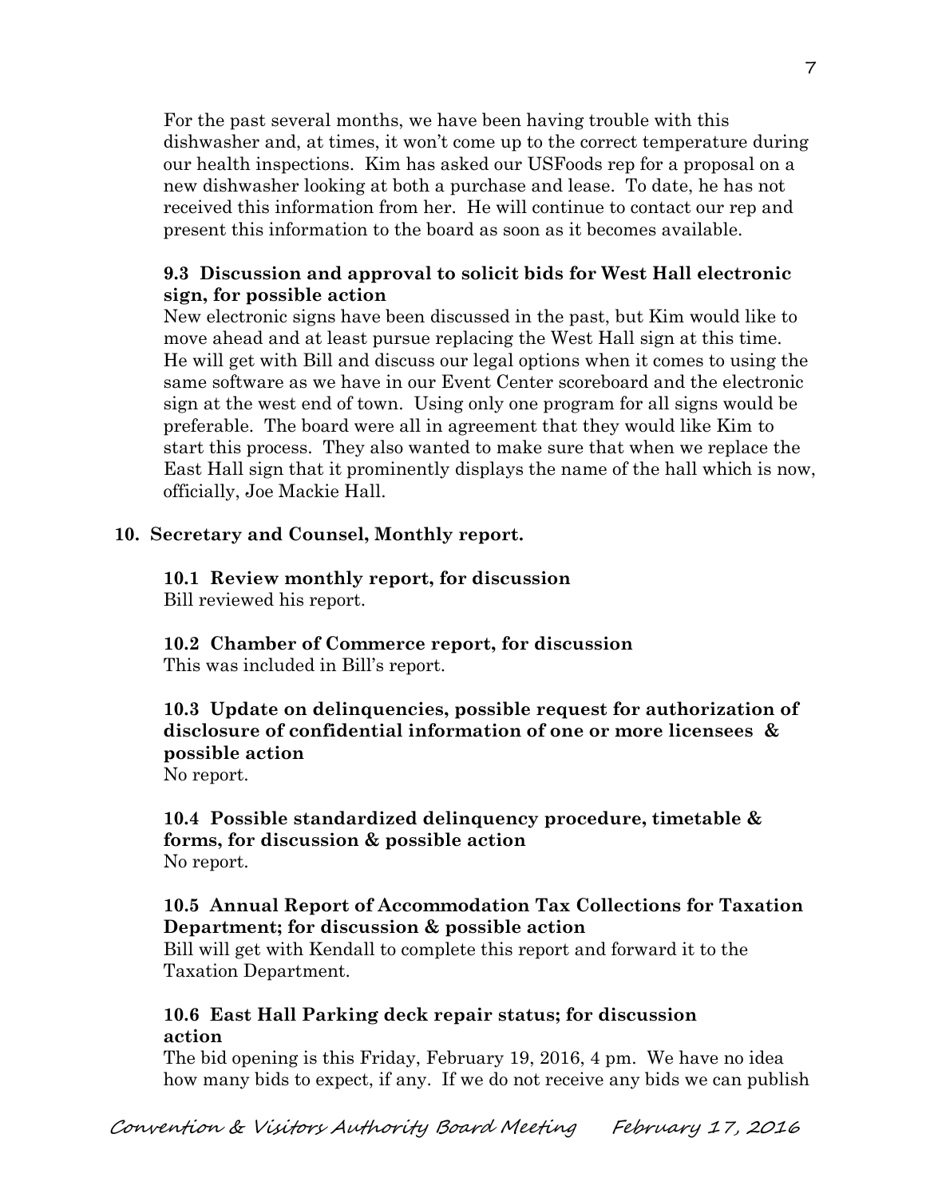For the past several months, we have been having trouble with this dishwasher and, at times, it won't come up to the correct temperature during our health inspections. Kim has asked our USFoods rep for a proposal on a new dishwasher looking at both a purchase and lease. To date, he has not received this information from her. He will continue to contact our rep and present this information to the board as soon as it becomes available.

**9.3 Discussion and approval to solicit bids for West Hall electronic sign, for possible action**

New electronic signs have been discussed in the past, but Kim would like to move ahead and at least pursue replacing the West Hall sign at this time. He will get with Bill and discuss our legal options when it comes to using the same software as we have in our Event Center scoreboard and the electronic sign at the west end of town. Using only one program for all signs would be preferable. The board were all in agreement that they would like Kim to start this process. They also wanted to make sure that when we replace the East Hall sign that it prominently displays the name of the hall which is now, officially, Joe Mackie Hall.

**10. Secretary and Counsel, Monthly report.**

**10.1 Review monthly report, for discussion**

Bill reviewed his report.

**10.2 Chamber of Commerce report, for discussion**

This was included in Bill's report.

**10.3 Update on delinquencies, possible request for authorization of disclosure of confidential information of one or more licensees & possible action**

No report.

**10.4 Possible standardized delinquency procedure, timetable & forms, for discussion & possible action**

No report.

**10.5 Annual Report of Accommodation Tax Collections for Taxation Department; for discussion & possible action**

Bill will get with Kendall to complete this report and forward it to the Taxation Department.

**10.6 East Hall Parking deck repair status; for discussion action**

The bid opening is this Friday, February 19, 2016, 4 pm. We have no idea how many bids to expect, if any. If we do not receive any bids we can publish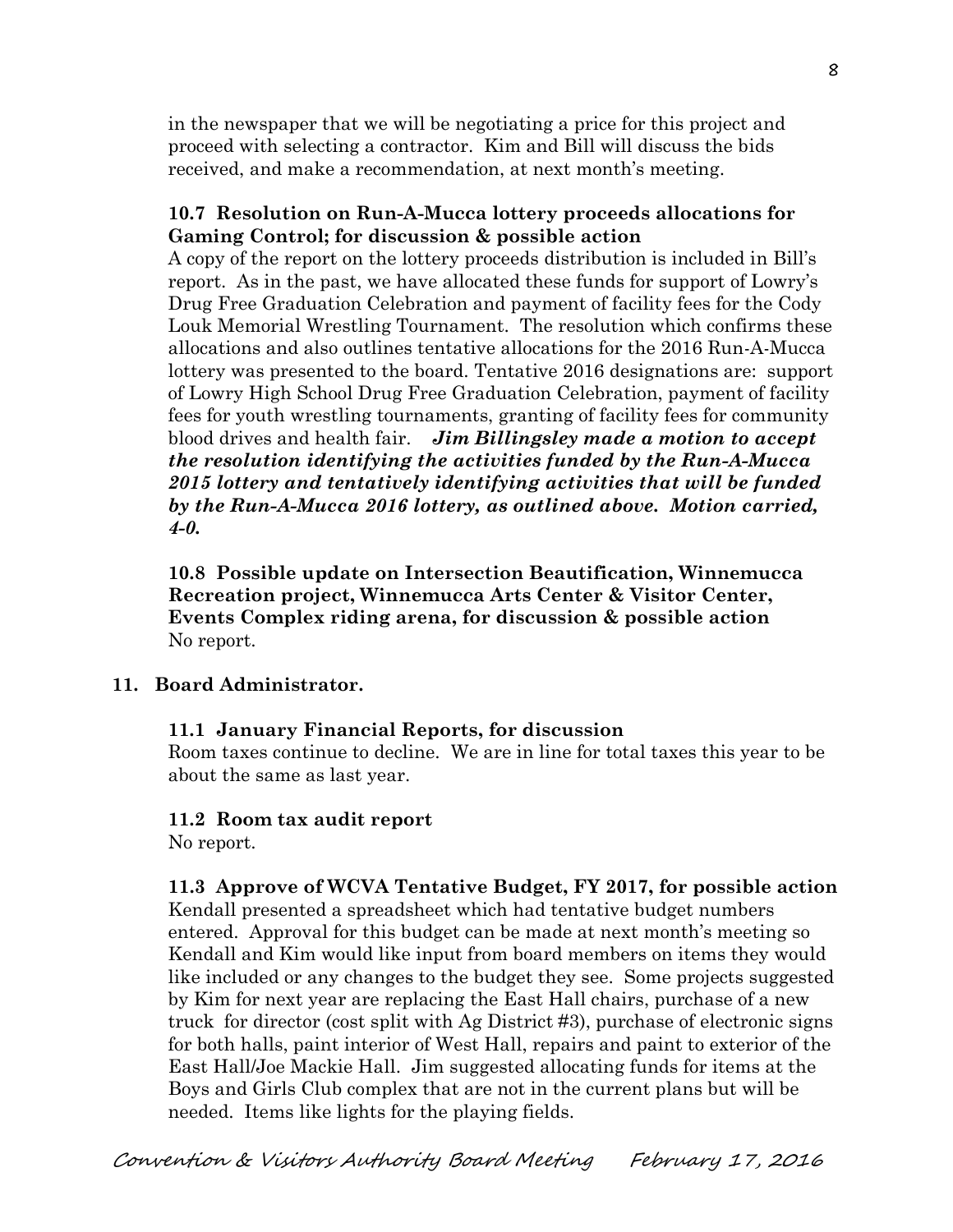in the newspaper that we will be negotiating a price for this project and proceed with selecting a contractor. Kim and Bill will discuss the bids received, and make a recommendation, at next month's meeting.

**10.7 Resolution on Run-A-Mucca lottery proceeds allocations for Gaming Control; for discussion & possible action**

A copy of the report on the lottery proceeds distribution is included in Bill's report. As in the past, we have allocated these funds for support of Lowry's Drug Free Graduation Celebration and payment of facility fees for the Cody Louk Memorial Wrestling Tournament. The resolution which confirms these allocations and also outlines tentative allocations for the 2016 Run-A-Mucca lottery was presented to the board. Tentative 2016 designations are: support of Lowry High School Drug Free Graduation Celebration, payment of facility fees for youth wrestling tournaments, granting of facility fees for community blood drives and health fair. ***Jim Billingsley made a motion to accept the resolution identifying the activities funded by the Run-A-Mucca 2015 lottery and tentatively identifying activities that will be funded by the Run-A-Mucca 2016 lottery, as outlined above. Motion carried, 4-0.***

**10.8 Possible update on Intersection Beautification, Winnemucca Recreation project, Winnemucca Arts Center & Visitor Center, Events Complex riding arena, for discussion & possible action**

No report.

## 11. Board Administrator.

**11.1 January Financial Reports, for discussion**

Room taxes continue to decline. We are in line for total taxes this year to be about the same as last year.

**11.2 Room tax audit report**

No report.

**11.3 Approve of WCVA Tentative Budget, FY 2017, for possible action**

Kendall presented a spreadsheet which had tentative budget numbers entered. Approval for this budget can be made at next month's meeting so Kendall and Kim would like input from board members on items they would like included or any changes to the budget they see. Some projects suggested by Kim for next year are replacing the East Hall chairs, purchase of a new truck for director (cost split with Ag District #3), purchase of electronic signs for both halls, paint interior of West Hall, repairs and paint to exterior of the East Hall/Joe Mackie Hall. Jim suggested allocating funds for items at the Boys and Girls Club complex that are not in the current plans but will be needed. Items like lights for the playing fields.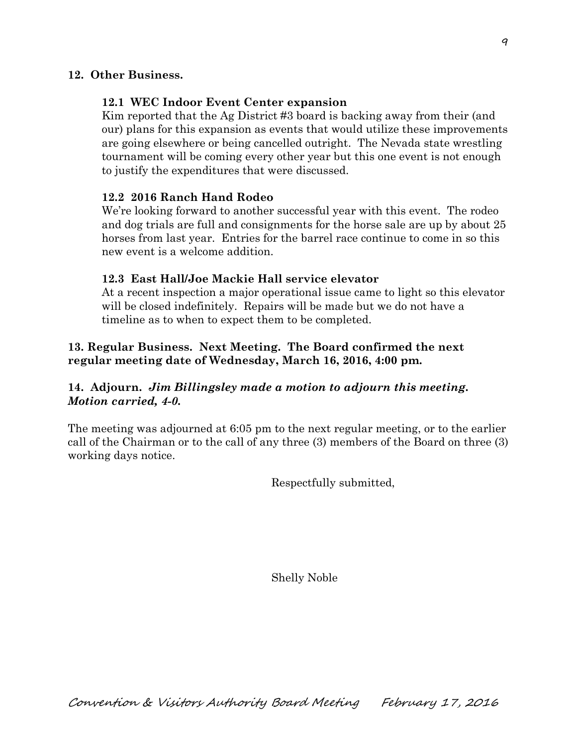**12. Other Business.**

**12.1 WEC Indoor Event Center expansion**

Kim reported that the Ag District #3 board is backing away from their (and our) plans for this expansion as events that would utilize these improvements are going elsewhere or being cancelled outright. The Nevada state wrestling tournament will be coming every other year but this one event is not enough to justify the expenditures that were discussed.

**12.2 2016 Ranch Hand Rodeo**

We're looking forward to another successful year with this event. The rodeo and dog trials are full and consignments for the horse sale are up by about 25 horses from last year. Entries for the barrel race continue to come in so this new event is a welcome addition.

**12.3 East Hall/Joe Mackie Hall service elevator**

At a recent inspection a major operational issue came to light so this elevator will be closed indefinitely. Repairs will be made but we do not have a timeline as to when to expect them to be completed.

**13. Regular Business. Next Meeting. The Board confirmed the next regular meeting date of Wednesday, March 16, 2016, 4:00 pm.**

**14. Adjourn.** ***Jim Billingsley made a motion to adjourn this meeting. Motion carried, 4-0.***

The meeting was adjourned at 6:05 pm to the next regular meeting, or to the earlier call of the Chairman or to the call of any three (3) members of the Board on three (3) working days notice.

Respectfully submitted,

Shelly Noble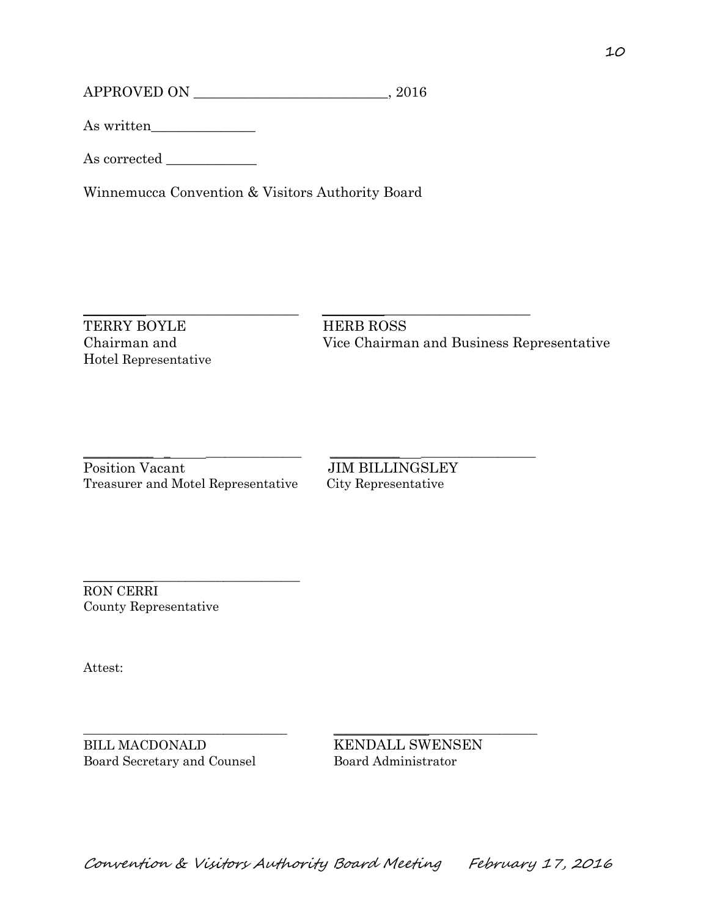APPROVED ON ____________________________, 2016

As written_______________

As corrected _____________

Winnemucca Convention & Visitors Authority Board

________________________________

TERRY BOYLE
Chairman and
Hotel Representative

________________________________

HERB ROSS
Vice Chairman and Business Representative

________________________________

Position Vacant
Treasurer and Motel Representative

________________________________

JIM BILLINGSLEY
City Representative

________________________________

RON CERRI
County Representative

Attest:

________________________________

BILL MACDONALD
Board Secretary and Counsel

________________________________

KENDALL SWENSEN
Board Administrator